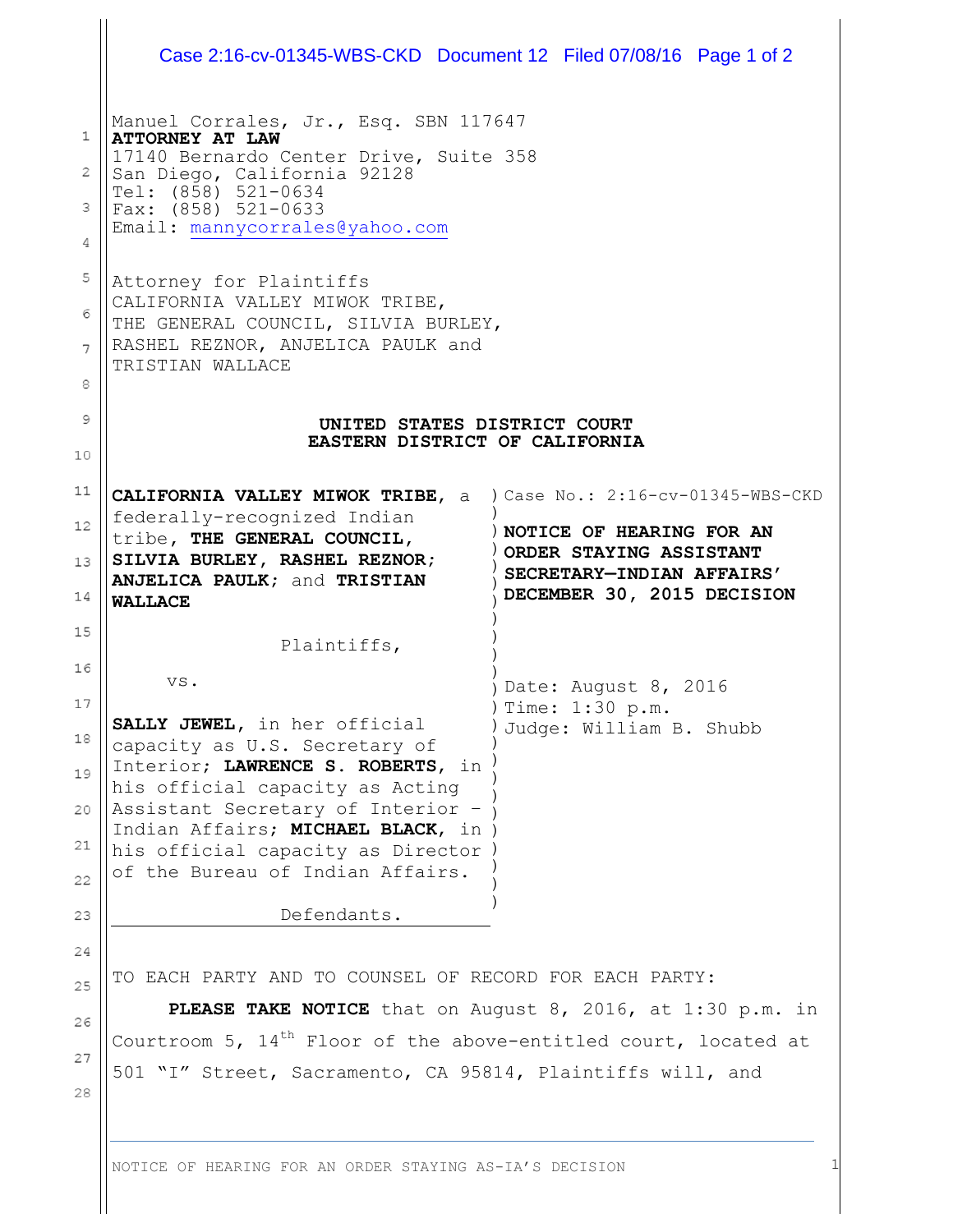Manuel Corrales, Jr., Esq. SBN 117647
**ATTORNEY AT LAW**
17140 Bernardo Center Drive, Suite 358
San Diego, California 92128
Tel: (858) 521-0634
Fax: (858) 521-0633
Email: mannycorrales@yahoo.com

Attorney for Plaintiffs
CALIFORNIA VALLEY MIWOK TRIBE,
THE GENERAL COUNCIL, SILVIA BURLEY,
RASHEL REZNOR, ANJELICA PAULK and
TRISTIAN WALLACE

**UNITED STATES DISTRICT COURT**
**EASTERN DISTRICT OF CALIFORNIA**

**CALIFORNIA VALLEY MIWOK TRIBE**, a federally-recognized Indian tribe, **THE GENERAL COUNCIL, SILVIA BURLEY, RASHEL REZNOR; ANJELICA PAULK**; and **TRISTIAN WALLACE**

Plaintiffs,

vs.

**SALLY JEWEL**, in her official capacity as U.S. Secretary of Interior; **LAWRENCE S. ROBERTS**, in his official capacity as Acting Assistant Secretary of Interior – Indian Affairs; **MICHAEL BLACK**, in his official capacity as Director of the Bureau of Indian Affairs.

Defendants.

Case No.: 2:16-cv-01345-WBS-CKD

**NOTICE OF HEARING FOR AN ORDER STAYING ASSISTANT SECRETARY—INDIAN AFFAIRS' DECEMBER 30, 2015 DECISION**

Date: August 8, 2016
Time: 1:30 p.m.
Judge: William B. Shubb

TO EACH PARTY AND TO COUNSEL OF RECORD FOR EACH PARTY:

**PLEASE TAKE NOTICE** that on August 8, 2016, at 1:30 p.m. in Courtroom 5, 14th Floor of the above-entitled court, located at 501 "I" Street, Sacramento, CA 95814, Plaintiffs will, and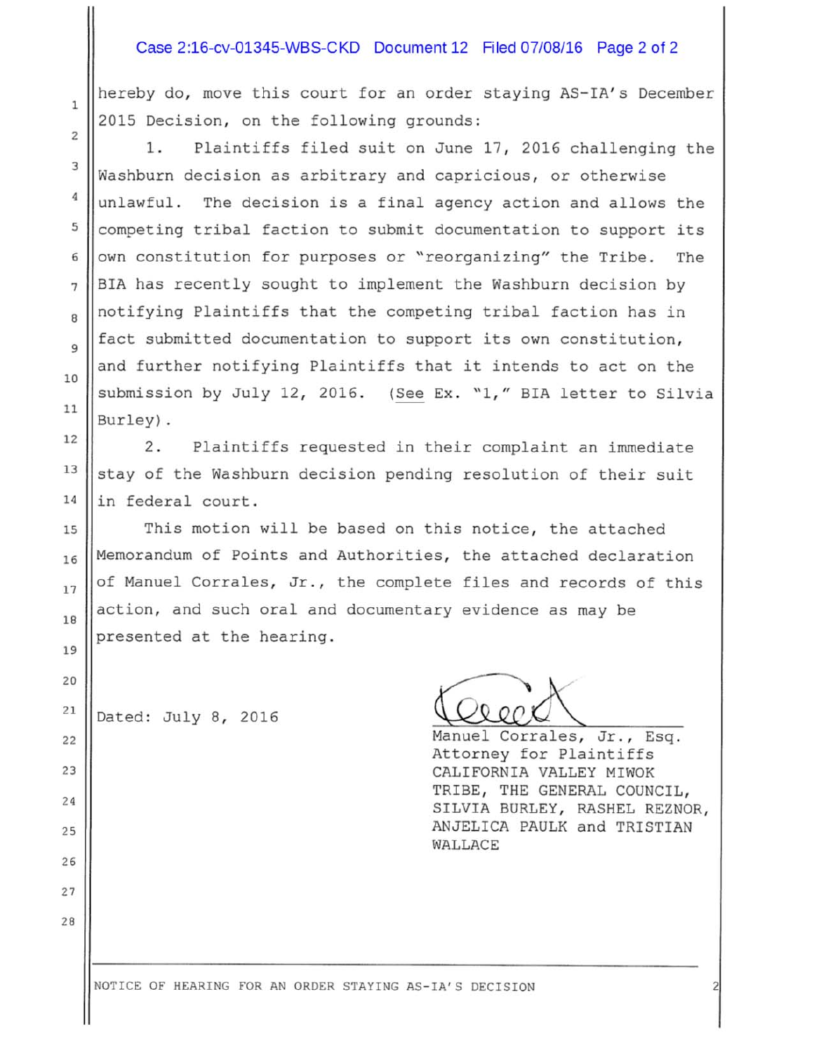hereby do, move this court for an order staying AS-IA's December 2015 Decision, on the following grounds:

1. Plaintiffs filed suit on June 17, 2016 challenging the Washburn decision as arbitrary and capricious, or otherwise unlawful. The decision is a final agency action and allows the competing tribal faction to submit documentation to support its own constitution for purposes or "reorganizing" the Tribe. The BIA has recently sought to implement the Washburn decision by notifying Plaintiffs that the competing tribal faction has in fact submitted documentation to support its own constitution, and further notifying Plaintiffs that it intends to act on the submission by July 12, 2016. (See Ex. "1," BIA letter to Silvia Burley).

2. Plaintiffs requested in their complaint an immediate stay of the Washburn decision pending resolution of their suit in federal court.

This motion will be based on this notice, the attached Memorandum of Points and Authorities, the attached declaration of Manuel Corrales, Jr., the complete files and records of this action, and such oral and documentary evidence as may be presented at the hearing.

Dated: July 8, 2016

Manuel Corrales, Jr., Esq.
Attorney for Plaintiffs
CALIFORNIA VALLEY MIWOK TRIBE, THE GENERAL COUNCIL, SILVIA BURLEY, RASHEL REZNOR, ANJELICA PAULK and TRISTIAN WALLACE

NOTICE OF HEARING FOR AN ORDER STAYING AS-IA'S DECISION